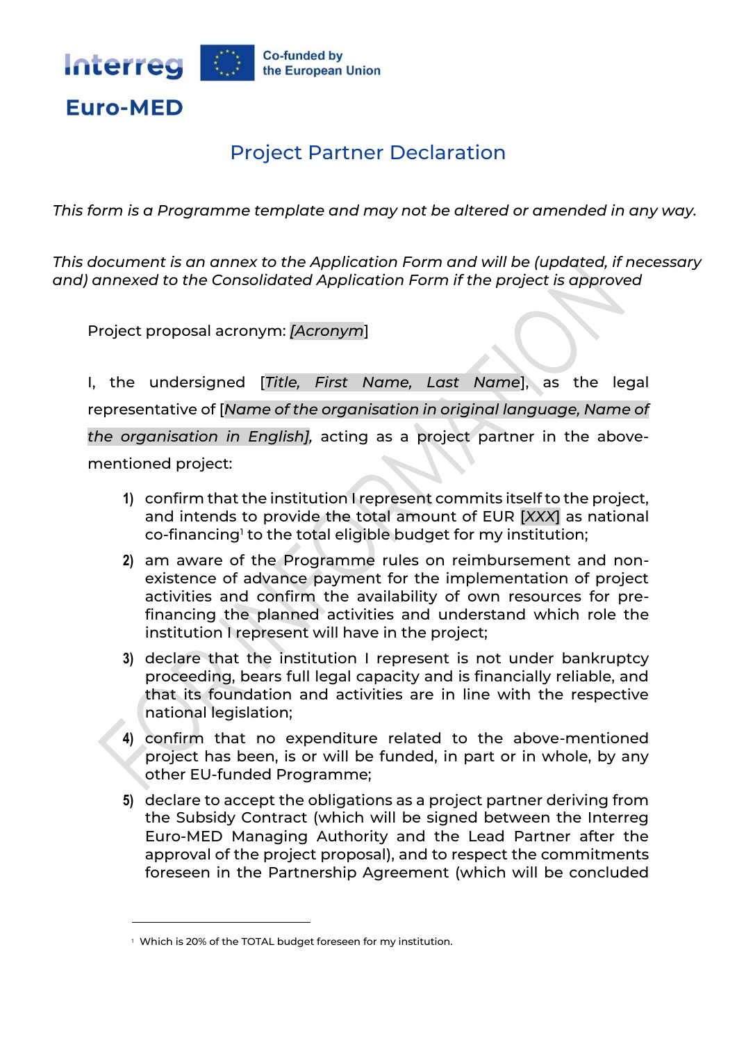Interreg Euro-MED

Co-funded by the European Union

# Project Partner Declaration

*This form is a Programme template and may not be altered or amended in any way.*

*This document is an annex to the Application Form and will be (updated, if necessary and) annexed to the Consolidated Application Form if the project is approved*

Project proposal acronym: *[Acronym]*

I, the undersigned [*Title, First Name, Last Name*], as the legal representative of [*Name of the organisation in original language, Name of the organisation in English],* acting as a project partner in the above-mentioned project:

1) confirm that the institution I represent commits itself to the project, and intends to provide the total amount of EUR [*XXX*] as national co-financing[1] to the total eligible budget for my institution;
2) am aware of the Programme rules on reimbursement and non-existence of advance payment for the implementation of project activities and confirm the availability of own resources for pre-financing the planned activities and understand which role the institution I represent will have in the project;
3) declare that the institution I represent is not under bankruptcy proceeding, bears full legal capacity and is financially reliable, and that its foundation and activities are in line with the respective national legislation;
4) confirm that no expenditure related to the above-mentioned project has been, is or will be funded, in part or in whole, by any other EU-funded Programme;
5) declare to accept the obligations as a project partner deriving from the Subsidy Contract (which will be signed between the Interreg Euro-MED Managing Authority and the Lead Partner after the approval of the project proposal), and to respect the commitments foreseen in the Partnership Agreement (which will be concluded

[1] Which is 20% of the TOTAL budget foreseen for my institution.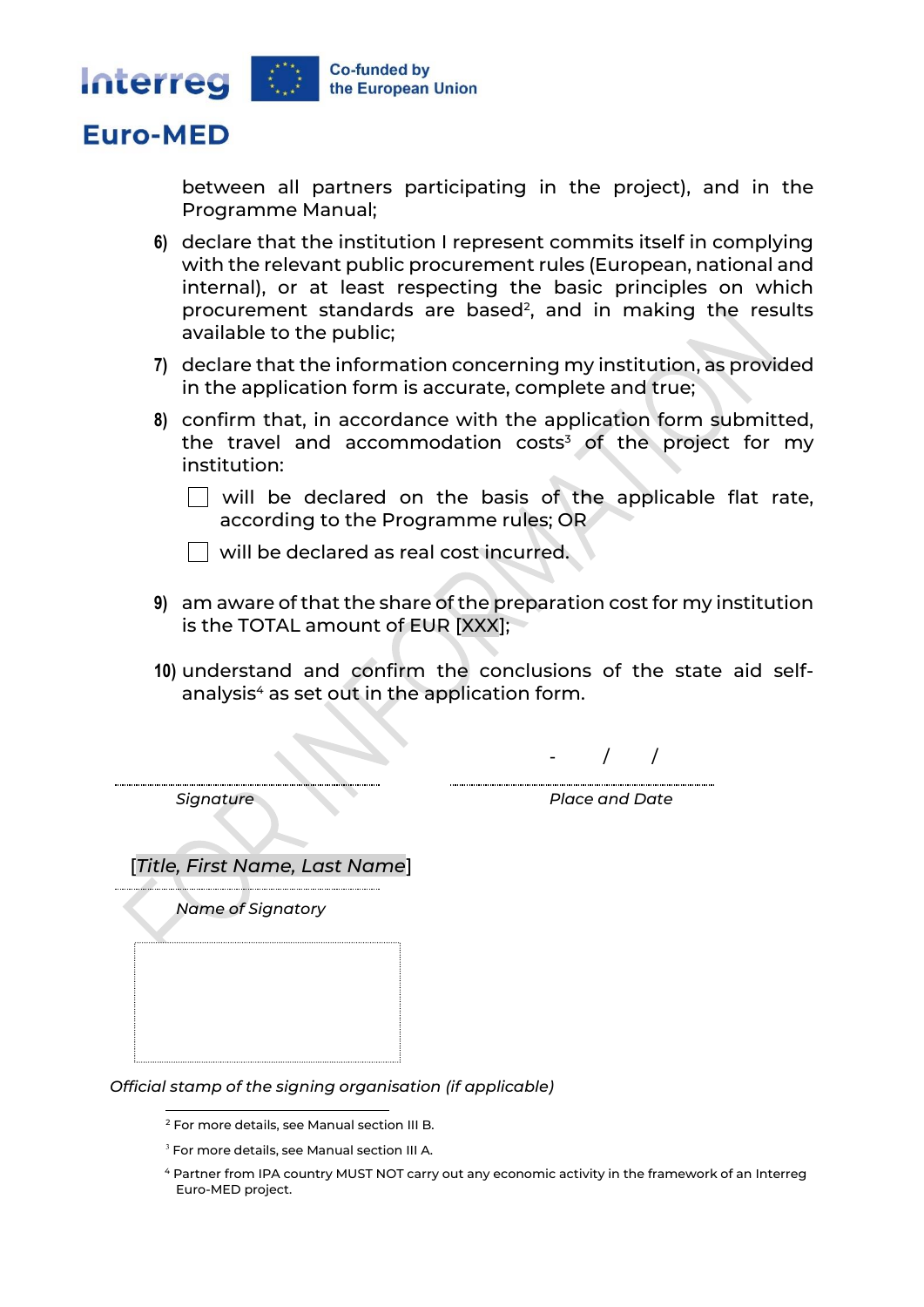between all partners participating in the project), and in the Programme Manual;

6) declare that the institution I represent commits itself in complying with the relevant public procurement rules (European, national and internal), or at least respecting the basic principles on which procurement standards are based[2], and in making the results available to the public;

7) declare that the information concerning my institution, as provided in the application form is accurate, complete and true;

8) confirm that, in accordance with the application form submitted, the travel and accommodation costs[3] of the project for my institution:

   ☐ will be declared on the basis of the applicable flat rate, according to the Programme rules; OR

   ☐ will be declared as real cost incurred.

9) am aware of that the share of the preparation cost for my institution is the TOTAL amount of EUR [XXX];

10) understand and confirm the conclusions of the state aid self-analysis[4] as set out in the application form.

| | |
|---|---|
| ......................................................... | - / / ......................................................... |
| *Signature* | *Place and Date* |

[*Title, First Name, Last Name*]
.........................................................
*Name of Signatory*

*Official stamp of the signing organisation (if applicable)*

---

[2] For more details, see Manual section III B.

[3] For more details, see Manual section III A.

[4] Partner from IPA country MUST NOT carry out any economic activity in the framework of an Interreg Euro-MED project.